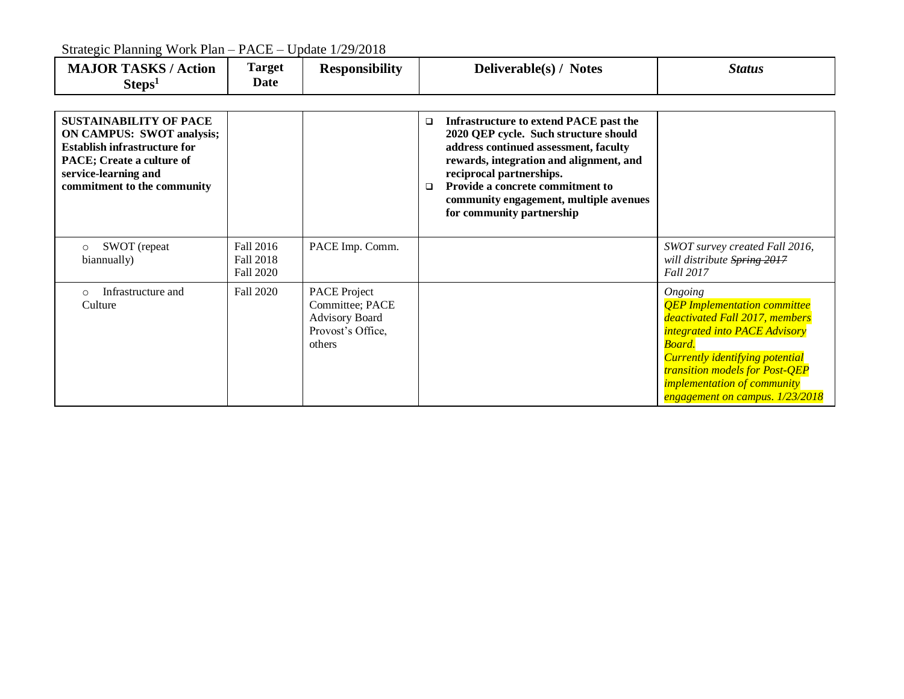Strategic Planning Work Plan – PACE – Update 1/29/2018

| **MAJOR TASKS / Action Steps**[1] | **Target Date** | **Responsibility** | **Deliverable(s) / Notes** | ***Status*** |
|---|---|---|---|---|
| **SUSTAINABILITY OF PACE ON CAMPUS: SWOT analysis; Establish infrastructure for PACE; Create a culture of service-learning and commitment to the community** | | | ❑ **Infrastructure to extend PACE past the 2020 QEP cycle. Such structure should address continued assessment, faculty rewards, integration and alignment, and reciprocal partnerships.**<br>❑ **Provide a concrete commitment to community engagement, multiple avenues for community partnership** | |
| ○ SWOT (repeat biannually) | Fall 2016<br>Fall 2018<br>Fall 2020 | PACE Imp. Comm. | | *SWOT survey created Fall 2016, will distribute ~~Spring 2017~~ Fall 2017* |
| ○ Infrastructure and Culture | Fall 2020 | PACE Project Committee; PACE Advisory Board Provost's Office, others | | *Ongoing*<br>*QEP Implementation committee deactivated Fall 2017, members integrated into PACE Advisory Board.*<br>*Currently identifying potential transition models for Post-QEP implementation of community engagement on campus. 1/23/2018* |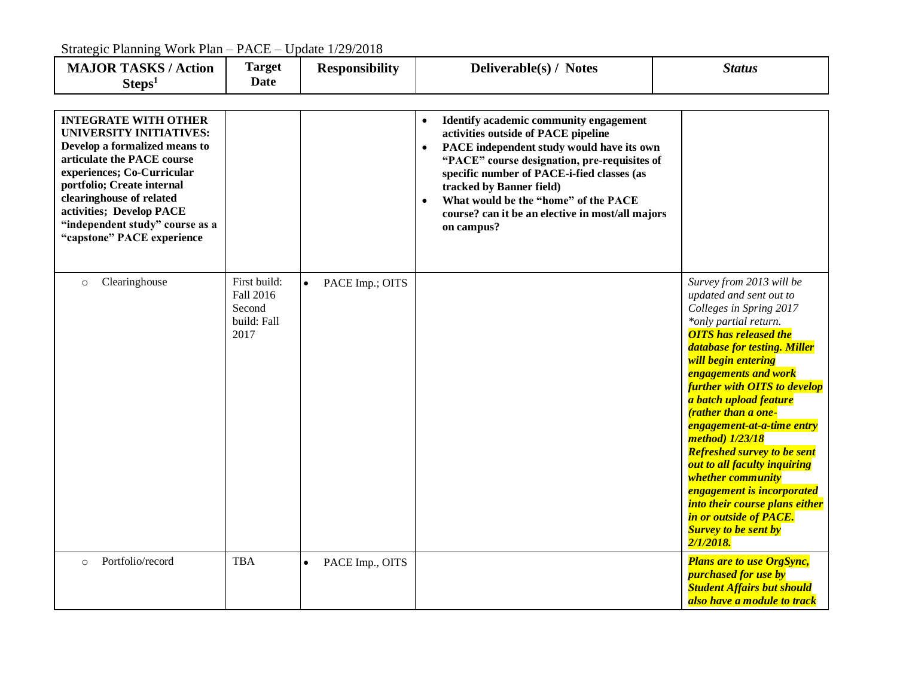Strategic Planning Work Plan – PACE – Update 1/29/2018

| MAJOR TASKS / Action Steps[1] | Target Date | Responsibility | Deliverable(s) / Notes | Status |
|---|---|---|---|---|
| **INTEGRATE WITH OTHER UNIVERSITY INITIATIVES: Develop a formalized means to articulate the PACE course experiences; Co-Curricular portfolio; Create internal clearinghouse of related activities; Develop PACE "independent study" course as a "capstone" PACE experience** | | | • **Identify academic community engagement activities outside of PACE pipeline**<br>• **PACE independent study would have its own "PACE" course designation, pre-requisites of specific number of PACE-i-fied classes (as tracked by Banner field)**<br>• **What would be the "home" of the PACE course? can it be an elective in most/all majors on campus?** | |
| ○ Clearinghouse | First build: Fall 2016<br>Second build: Fall 2017 | • PACE Imp.; OITS | | *Survey from 2013 will be updated and sent out to Colleges in Spring 2017 *only partial return.*<br>***OITS has released the database for testing. Miller will begin entering engagements and work further with OITS to develop a batch upload feature (rather than a one-engagement-at-a-time entry method) 1/23/18***<br>***Refreshed survey to be sent out to all faculty inquiring whether community engagement is incorporated into their course plans either in or outside of PACE. Survey to be sent by 2/1/2018.*** |
| ○ Portfolio/record | TBA | • PACE Imp., OITS | | ***Plans are to use OrgSync, purchased for use by Student Affairs but should also have a module to track*** |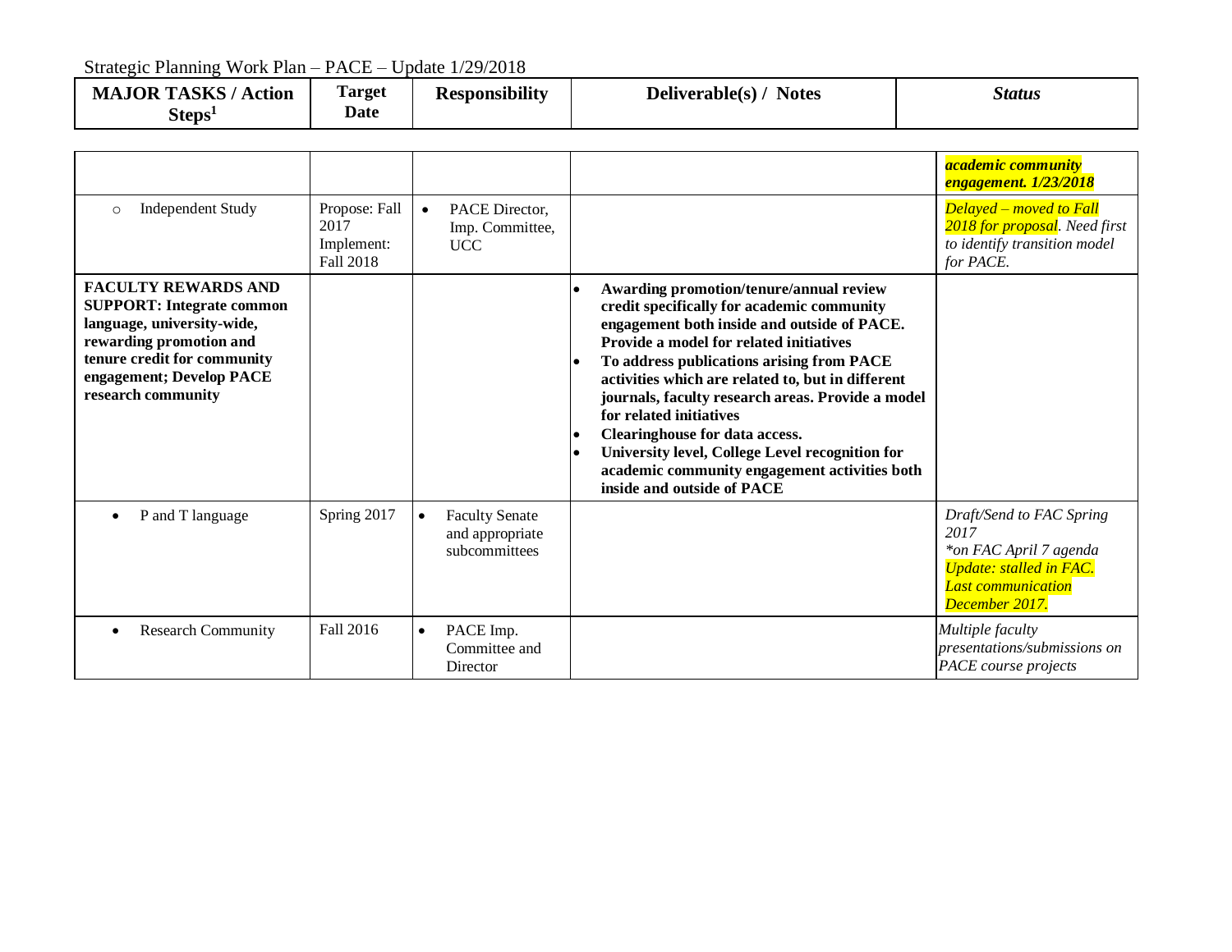Strategic Planning Work Plan – PACE – Update 1/29/2018

| MAJOR TASKS / Action Steps[1] | Target Date | Responsibility | Deliverable(s) / Notes | *Status* |
|---|---|---|---|---|
| | | | | ***academic community engagement. 1/23/2018*** |
| ○ Independent Study | Propose: Fall 2017<br>Implement: Fall 2018 | • PACE Director, Imp. Committee, UCC | | *Delayed – moved to Fall 2018 for proposal. Need first to identify transition model for PACE.* |
| **FACULTY REWARDS AND SUPPORT: Integrate common language, university-wide, rewarding promotion and tenure credit for community engagement; Develop PACE research community** | | | • **Awarding promotion/tenure/annual review credit specifically for academic community engagement both inside and outside of PACE. Provide a model for related initiatives**<br>• **To address publications arising from PACE activities which are related to, but in different journals, faculty research areas. Provide a model for related initiatives**<br>• **Clearinghouse for data access.**<br>• **University level, College Level recognition for academic community engagement activities both inside and outside of PACE** | |
| • P and T language | Spring 2017 | • Faculty Senate and appropriate subcommittees | | *Draft/Send to FAC Spring 2017*<br>*\*on FAC April 7 agenda*<br>*Update: stalled in FAC. Last communication December 2017.* |
| • Research Community | Fall 2016 | • PACE Imp. Committee and Director | | *Multiple faculty presentations/submissions on PACE course projects* |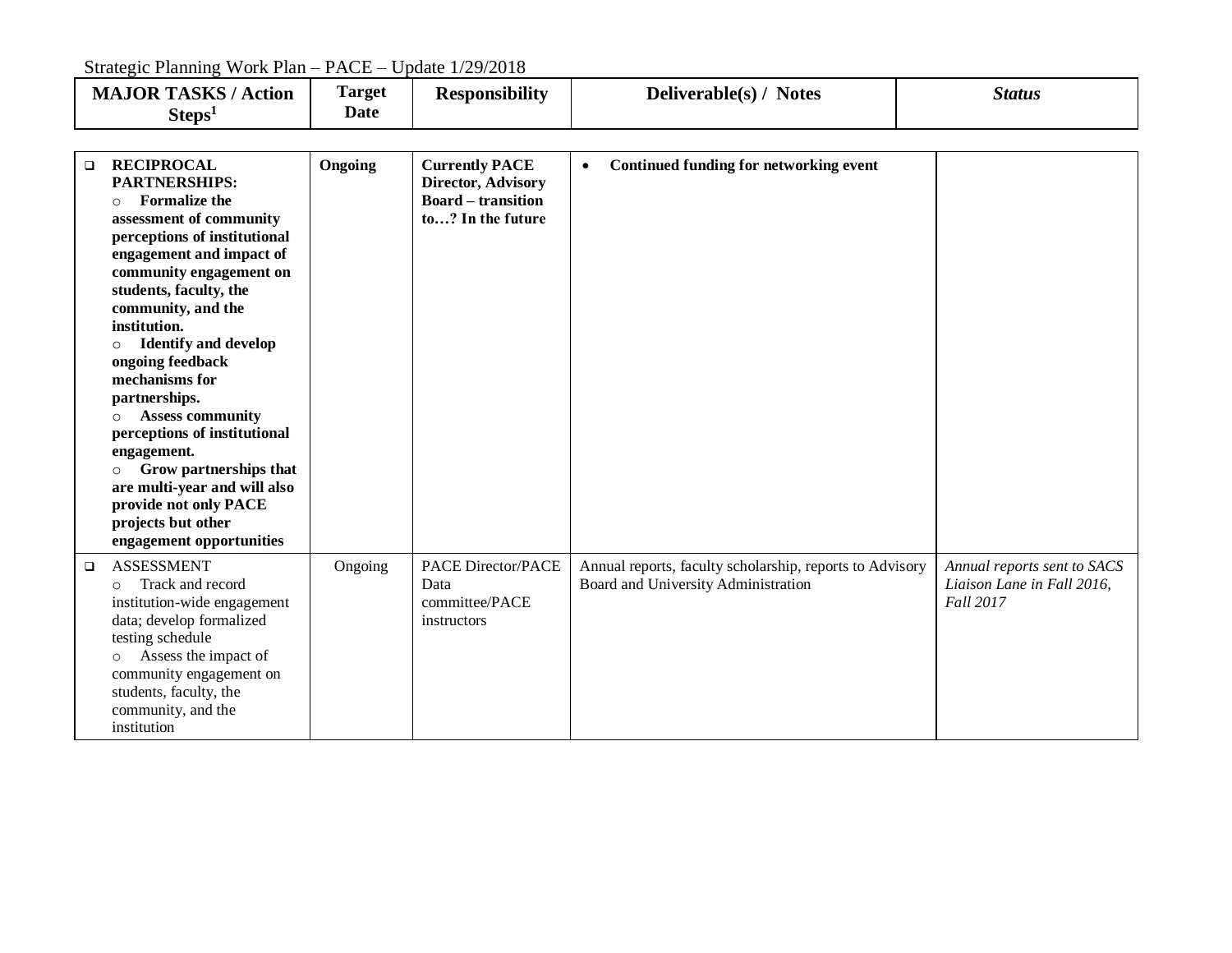Strategic Planning Work Plan – PACE – Update 1/29/2018

| MAJOR TASKS / Action Steps[1] | Target Date | Responsibility | Deliverable(s) / Notes | *Status* |
|---|---|---|---|---|
| ❑ **RECIPROCAL PARTNERSHIPS:**<br>○ **Formalize the assessment of community perceptions of institutional engagement and impact of community engagement on students, faculty, the community, and the institution.**<br>○ **Identify and develop ongoing feedback mechanisms for partnerships.**<br>○ **Assess community perceptions of institutional engagement.**<br>○ **Grow partnerships that are multi-year and will also provide not only PACE projects but other engagement opportunities** | **Ongoing** | **Currently PACE Director, Advisory Board – transition to…? In the future** | • **Continued funding for networking event** | |
| ❑ ASSESSMENT<br>○ Track and record institution-wide engagement data; develop formalized testing schedule<br>○ Assess the impact of community engagement on students, faculty, the community, and the institution | Ongoing | PACE Director/PACE Data committee/PACE instructors | Annual reports, faculty scholarship, reports to Advisory Board and University Administration | *Annual reports sent to SACS Liaison Lane in Fall 2016, Fall 2017* |